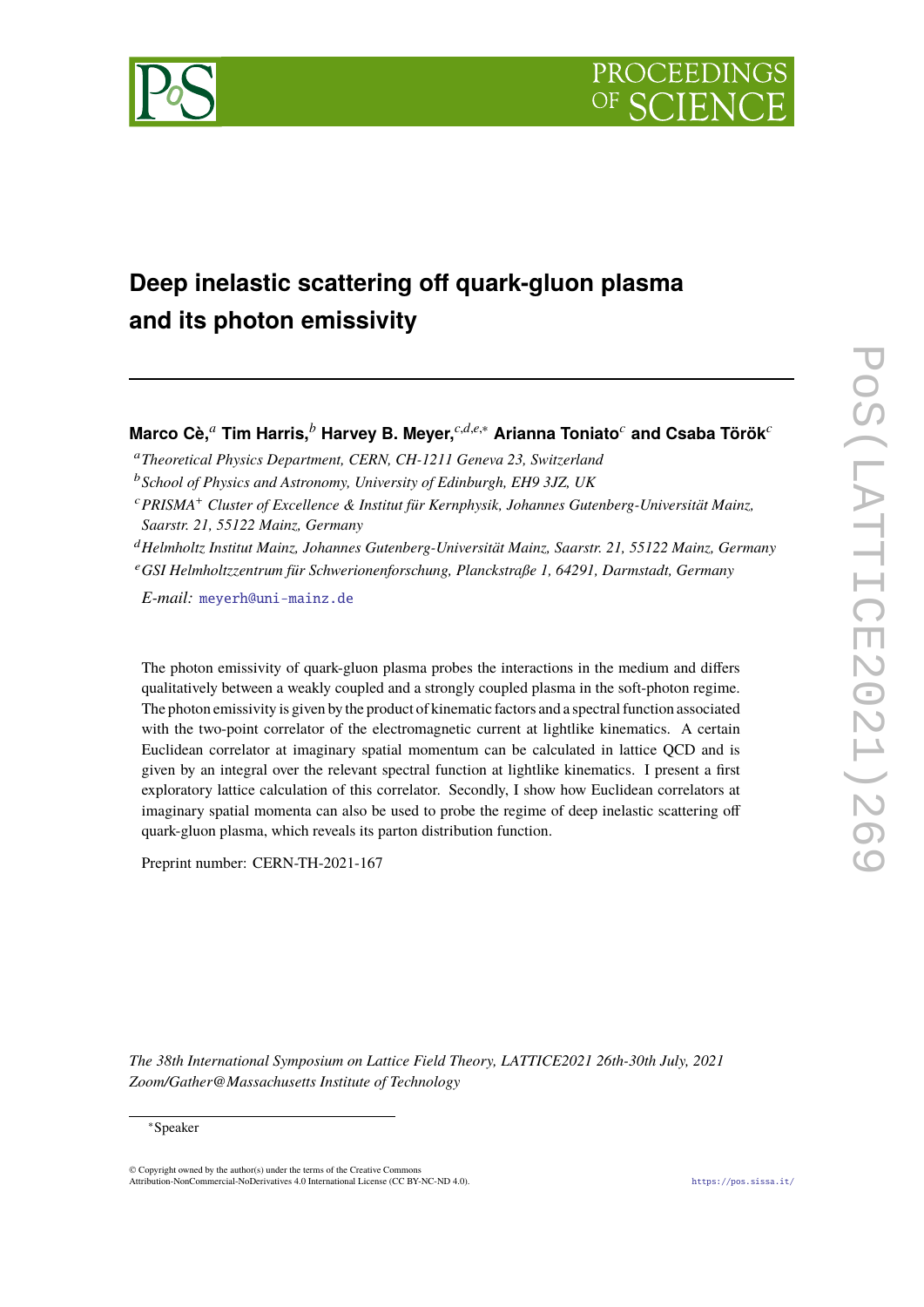# Deep inelastic scattering off quark-gluon plasma and its photon emissivity

**Marco Cè,[a] Tim Harris,[b] Harvey B. Meyer,[c,d,e,*] Arianna Toniato[c] and Csaba Török[c]**

[a] *Theoretical Physics Department, CERN, CH-1211 Geneva 23, Switzerland*

[b] *School of Physics and Astronomy, University of Edinburgh, EH9 3JZ, UK*

[c] *PRISMA[+] Cluster of Excellence & Institut für Kernphysik, Johannes Gutenberg-Universität Mainz, Saarstr. 21, 55122 Mainz, Germany*

[d] *Helmholtz Institut Mainz, Johannes Gutenberg-Universität Mainz, Saarstr. 21, 55122 Mainz, Germany*

[e] *GSI Helmholtzzentrum für Schwerionenforschung, Planckstraße 1, 64291, Darmstadt, Germany*

*E-mail:* meyerh@uni-mainz.de

The photon emissivity of quark-gluon plasma probes the interactions in the medium and differs qualitatively between a weakly coupled and a strongly coupled plasma in the soft-photon regime. The photon emissivity is given by the product of kinematic factors and a spectral function associated with the two-point correlator of the electromagnetic current at lightlike kinematics. A certain Euclidean correlator at imaginary spatial momentum can be calculated in lattice QCD and is given by an integral over the relevant spectral function at lightlike kinematics. I present a first exploratory lattice calculation of this correlator. Secondly, I show how Euclidean correlators at imaginary spatial momenta can also be used to probe the regime of deep inelastic scattering off quark-gluon plasma, which reveals its parton distribution function.

Preprint number: CERN-TH-2021-167

*The 38th International Symposium on Lattice Field Theory, LATTICE2021 26th-30th July, 2021 Zoom/Gather@Massachusetts Institute of Technology*

[*] Speaker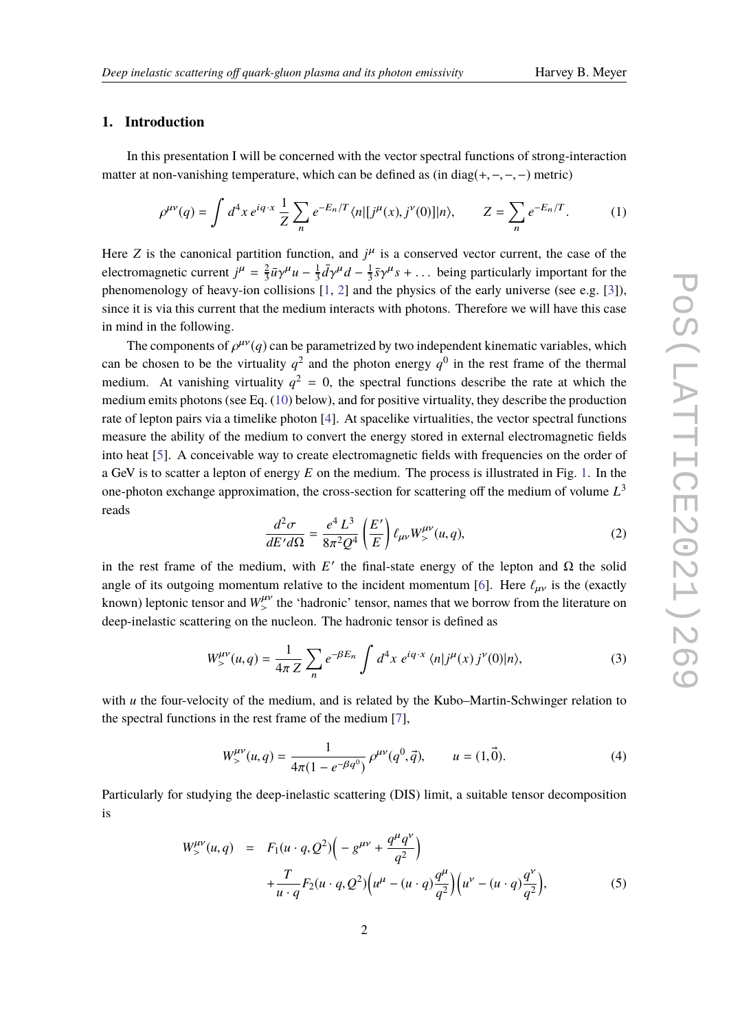## 1. Introduction

In this presentation I will be concerned with the vector spectral functions of strong-interaction matter at non-vanishing temperature, which can be defined as (in diag(+, −, −, −) metric)

$$\rho^{\mu\nu}(q) = \int d^4x\, e^{iq\cdot x}\, \frac{1}{Z}\sum_n e^{-E_n/T}\langle n|[j^\mu(x), j^\nu(0)]|n\rangle, \qquad Z = \sum_n e^{-E_n/T}. \tag{1}$$

Here $Z$ is the canonical partition function, and $j^\mu$ is a conserved vector current, the case of the electromagnetic current $j^\mu = \frac{2}{3}\bar{u}\gamma^\mu u - \frac{1}{3}\bar{d}\gamma^\mu d - \frac{1}{3}\bar{s}\gamma^\mu s + \dots$ being particularly important for the phenomenology of heavy-ion collisions [1, 2] and the physics of the early universe (see e.g. [3]), since it is via this current that the medium interacts with photons. Therefore we will have this case in mind in the following.

The components of $\rho^{\mu\nu}(q)$ can be parametrized by two independent kinematic variables, which can be chosen to be the virtuality $q^2$ and the photon energy $q^0$ in the rest frame of the thermal medium. At vanishing virtuality $q^2 = 0$, the spectral functions describe the rate at which the medium emits photons (see Eq. (10) below), and for positive virtuality, they describe the production rate of lepton pairs via a timelike photon [4]. At spacelike virtualities, the vector spectral functions measure the ability of the medium to convert the energy stored in external electromagnetic fields into heat [5]. A conceivable way to create electromagnetic fields with frequencies on the order of a GeV is to scatter a lepton of energy $E$ on the medium. The process is illustrated in Fig. 1. In the one-photon exchange approximation, the cross-section for scattering off the medium of volume $L^3$ reads

$$\frac{d^2\sigma}{dE'd\Omega} = \frac{e^4 L^3}{8\pi^2 Q^4}\left(\frac{E'}{E}\right)\ell_{\mu\nu}W_>^{\mu\nu}(u,q), \tag{2}$$

in the rest frame of the medium, with $E'$ the final-state energy of the lepton and $\Omega$ the solid angle of its outgoing momentum relative to the incident momentum [6]. Here $\ell_{\mu\nu}$ is the (exactly known) leptonic tensor and $W_>^{\mu\nu}$ the 'hadronic' tensor, names that we borrow from the literature on deep-inelastic scattering on the nucleon. The hadronic tensor is defined as

$$W_>^{\mu\nu}(u,q) = \frac{1}{4\pi Z}\sum_n e^{-\beta E_n}\int d^4x\, e^{iq\cdot x}\,\langle n|j^\mu(x)\, j^\nu(0)|n\rangle, \tag{3}$$

with $u$ the four-velocity of the medium, and is related by the Kubo–Martin-Schwinger relation to the spectral functions in the rest frame of the medium [7],

$$W_>^{\mu\nu}(u,q) = \frac{1}{4\pi(1-e^{-\beta q^0})}\,\rho^{\mu\nu}(q^0,\vec{q}), \qquad u = (1,\vec{0}). \tag{4}$$

Particularly for studying the deep-inelastic scattering (DIS) limit, a suitable tensor decomposition is

$$\begin{aligned} W_>^{\mu\nu}(u,q) \;=\;& F_1(u\cdot q, Q^2)\Big(-g^{\mu\nu} + \frac{q^\mu q^\nu}{q^2}\Big) \\ &+ \frac{T}{u\cdot q}F_2(u\cdot q, Q^2)\Big(u^\mu - (u\cdot q)\frac{q^\mu}{q^2}\Big)\Big(u^\nu - (u\cdot q)\frac{q^\nu}{q^2}\Big), \end{aligned} \tag{5}$$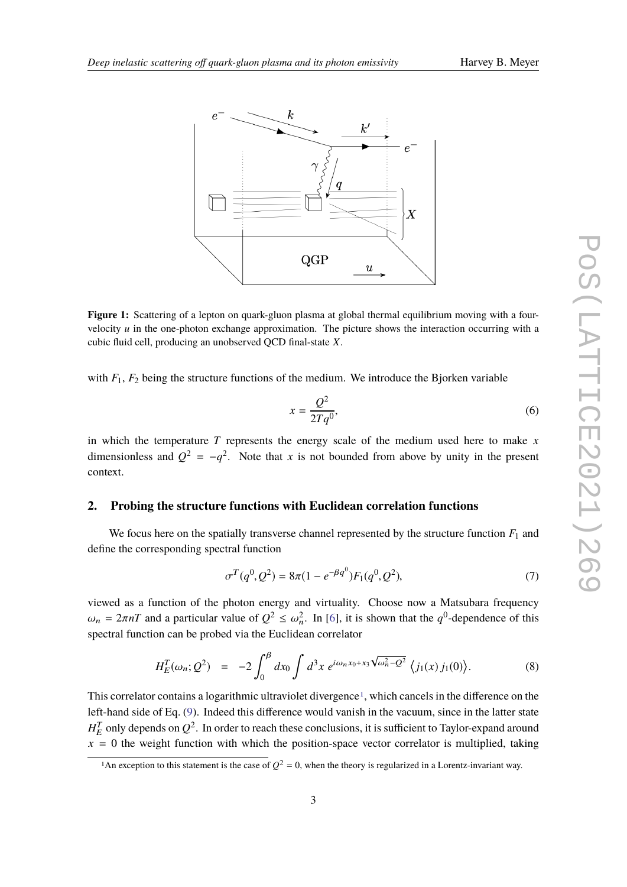**Figure 1:** Scattering of a lepton on quark-gluon plasma at global thermal equilibrium moving with a four-velocity $u$ in the one-photon exchange approximation. The picture shows the interaction occurring with a cubic fluid cell, producing an unobserved QCD final-state $X$.

with $F_1$, $F_2$ being the structure functions of the medium. We introduce the Bjorken variable

$$x = \frac{Q^2}{2Tq^0}, \tag{6}$$

in which the temperature $T$ represents the energy scale of the medium used here to make $x$ dimensionless and $Q^2 = -q^2$. Note that $x$ is not bounded from above by unity in the present context.

## 2. Probing the structure functions with Euclidean correlation functions

We focus here on the spatially transverse channel represented by the structure function $F_1$ and define the corresponding spectral function

$$\sigma^T(q^0, Q^2) = 8\pi(1 - e^{-\beta q^0})F_1(q^0, Q^2), \tag{7}$$

viewed as a function of the photon energy and virtuality. Choose now a Matsubara frequency $\omega_n = 2\pi nT$ and a particular value of $Q^2 \leq \omega_n^2$. In [6], it is shown that the $q^0$-dependence of this spectral function can be probed via the Euclidean correlator

$$H_E^T(\omega_n; Q^2) \;\; = \;\; -2\int_0^\beta dx_0 \int d^3x \; e^{i\omega_n x_0 + x_3\sqrt{\omega_n^2 - Q^2}} \; \big\langle j_1(x)\, j_1(0)\big\rangle. \tag{8}$$

This correlator contains a logarithmic ultraviolet divergence[1], which cancels in the difference on the left-hand side of Eq. (9). Indeed this difference would vanish in the vacuum, since in the latter state $H_E^T$ only depends on $Q^2$. In order to reach these conclusions, it is sufficient to Taylor-expand around $x = 0$ the weight function with which the position-space vector correlator is multiplied, taking

[1] An exception to this statement is the case of $Q^2 = 0$, when the theory is regularized in a Lorentz-invariant way.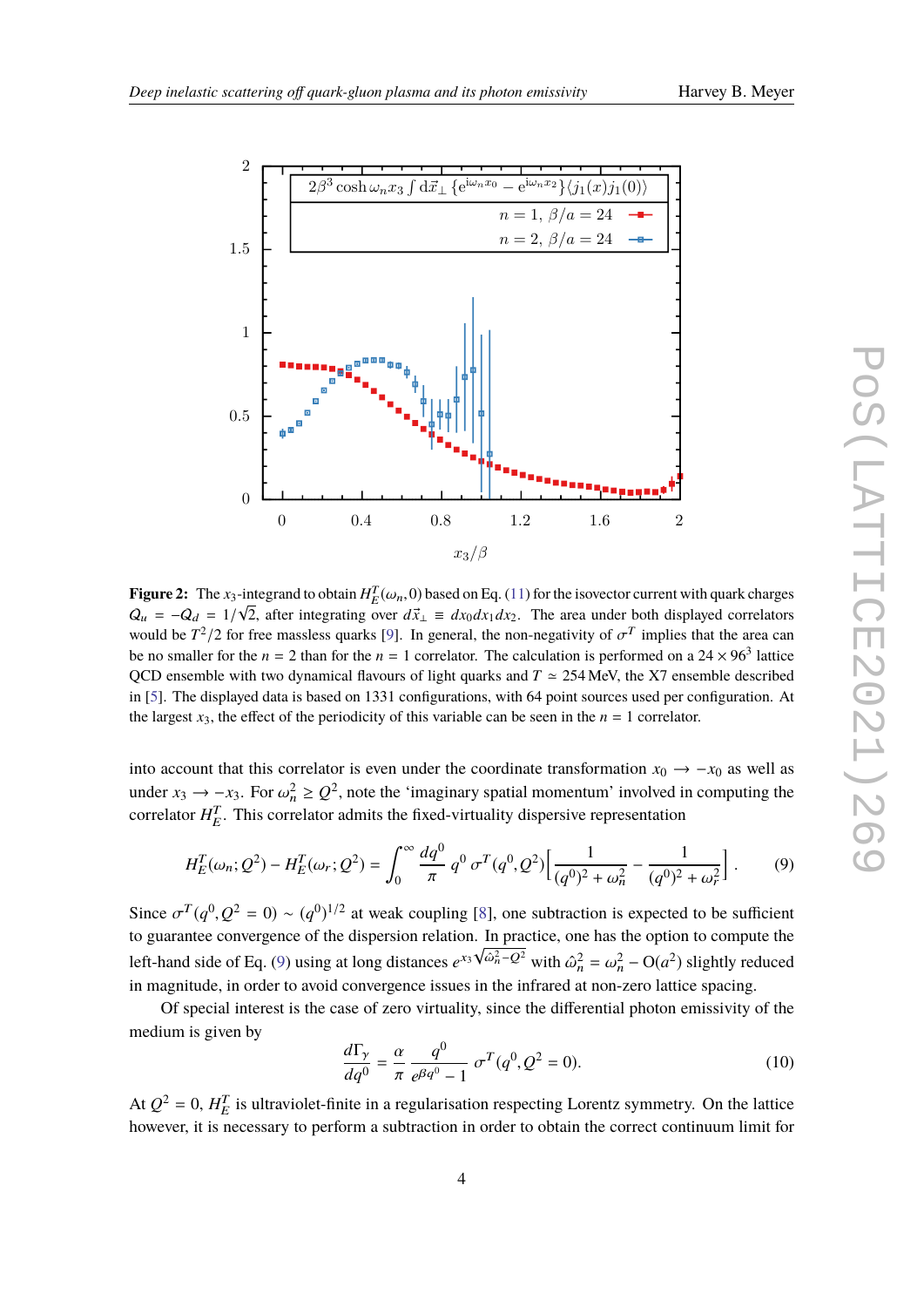**Figure 2:** The $x_3$-integrand to obtain $H_E^T(\omega_n, 0)$ based on Eq. (11) for the isovector current with quark charges $Q_u = -Q_d = 1/\sqrt{2}$, after integrating over $d\vec{x}_\perp \equiv dx_0 dx_1 dx_2$. The area under both displayed correlators would be $T^2/2$ for free massless quarks [9]. In general, the non-negativity of $\sigma^T$ implies that the area can be no smaller for the $n = 2$ than for the $n = 1$ correlator. The calculation is performed on a $24 \times 96^3$ lattice QCD ensemble with two dynamical flavours of light quarks and $T \simeq 254$ MeV, the X7 ensemble described in [5]. The displayed data is based on 1331 configurations, with 64 point sources used per configuration. At the largest $x_3$, the effect of the periodicity of this variable can be seen in the $n = 1$ correlator.

into account that this correlator is even under the coordinate transformation $x_0 \to -x_0$ as well as under $x_3 \to -x_3$. For $\omega_n^2 \geq Q^2$, note the 'imaginary spatial momentum' involved in computing the correlator $H_E^T$. This correlator admits the fixed-virtuality dispersive representation

$$H_E^T(\omega_n; Q^2) - H_E^T(\omega_r; Q^2) = \int_0^\infty \frac{dq^0}{\pi}\, q^0\, \sigma^T(q^0, Q^2) \left[ \frac{1}{(q^0)^2 + \omega_n^2} - \frac{1}{(q^0)^2 + \omega_r^2} \right]. \tag{9}$$

Since $\sigma^T(q^0, Q^2 = 0) \sim (q^0)^{1/2}$ at weak coupling [8], one subtraction is expected to be sufficient to guarantee convergence of the dispersion relation. In practice, one has the option to compute the left-hand side of Eq. (9) using at long distances $e^{x_3\sqrt{\hat{\omega}_n^2 - Q^2}}$ with $\hat{\omega}_n^2 = \omega_n^2 - \mathrm{O}(a^2)$ slightly reduced in magnitude, in order to avoid convergence issues in the infrared at non-zero lattice spacing.

Of special interest is the case of zero virtuality, since the differential photon emissivity of the medium is given by

$$\frac{d\Gamma_\gamma}{dq^0} = \frac{\alpha}{\pi}\, \frac{q^0}{e^{\beta q^0} - 1}\, \sigma^T(q^0, Q^2 = 0). \tag{10}$$

At $Q^2 = 0$, $H_E^T$ is ultraviolet-finite in a regularisation respecting Lorentz symmetry. On the lattice however, it is necessary to perform a subtraction in order to obtain the correct continuum limit for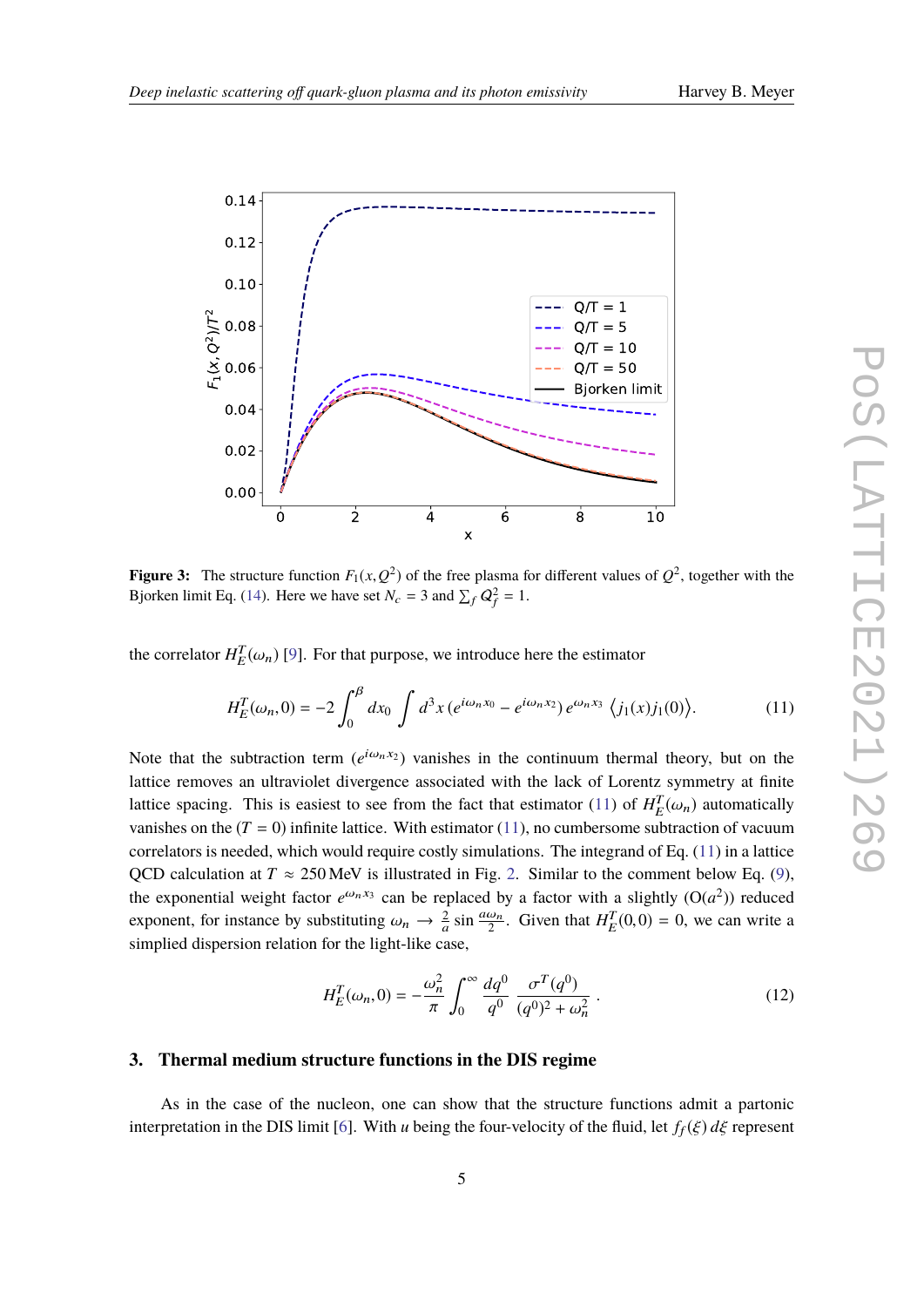**Figure 3:** The structure function $F_1(x, Q^2)$ of the free plasma for different values of $Q^2$, together with the Bjorken limit Eq. (14). Here we have set $N_c = 3$ and $\sum_f Q_f^2 = 1$.

the correlator $H_E^T(\omega_n)$ [9]. For that purpose, we introduce here the estimator

$$H_E^T(\omega_n, 0) = -2 \int_0^\beta dx_0 \int d^3x \, (e^{i\omega_n x_0} - e^{i\omega_n x_2}) \, e^{\omega_n x_3} \, \langle j_1(x) j_1(0) \rangle. \tag{11}$$

Note that the subtraction term ($e^{i\omega_n x_2}$) vanishes in the continuum thermal theory, but on the lattice removes an ultraviolet divergence associated with the lack of Lorentz symmetry at finite lattice spacing. This is easiest to see from the fact that estimator (11) of $H_E^T(\omega_n)$ automatically vanishes on the ($T = 0$) infinite lattice. With estimator (11), no cumbersome subtraction of vacuum correlators is needed, which would require costly simulations. The integrand of Eq. (11) in a lattice QCD calculation at $T \approx 250\,\text{MeV}$ is illustrated in Fig. 2. Similar to the comment below Eq. (9), the exponential weight factor $e^{\omega_n x_3}$ can be replaced by a factor with a slightly ($\mathrm{O}(a^2)$) reduced exponent, for instance by substituting $\omega_n \to \frac{2}{a} \sin \frac{a\omega_n}{2}$. Given that $H_E^T(0, 0) = 0$, we can write a simplied dispersion relation for the light-like case,

$$H_E^T(\omega_n, 0) = -\frac{\omega_n^2}{\pi} \int_0^\infty \frac{dq^0}{q^0} \frac{\sigma^T(q^0)}{(q^0)^2 + \omega_n^2}\,. \tag{12}$$

## 3. Thermal medium structure functions in the DIS regime

As in the case of the nucleon, one can show that the structure functions admit a partonic interpretation in the DIS limit [6]. With $u$ being the four-velocity of the fluid, let $f_f(\xi)\, d\xi$ represent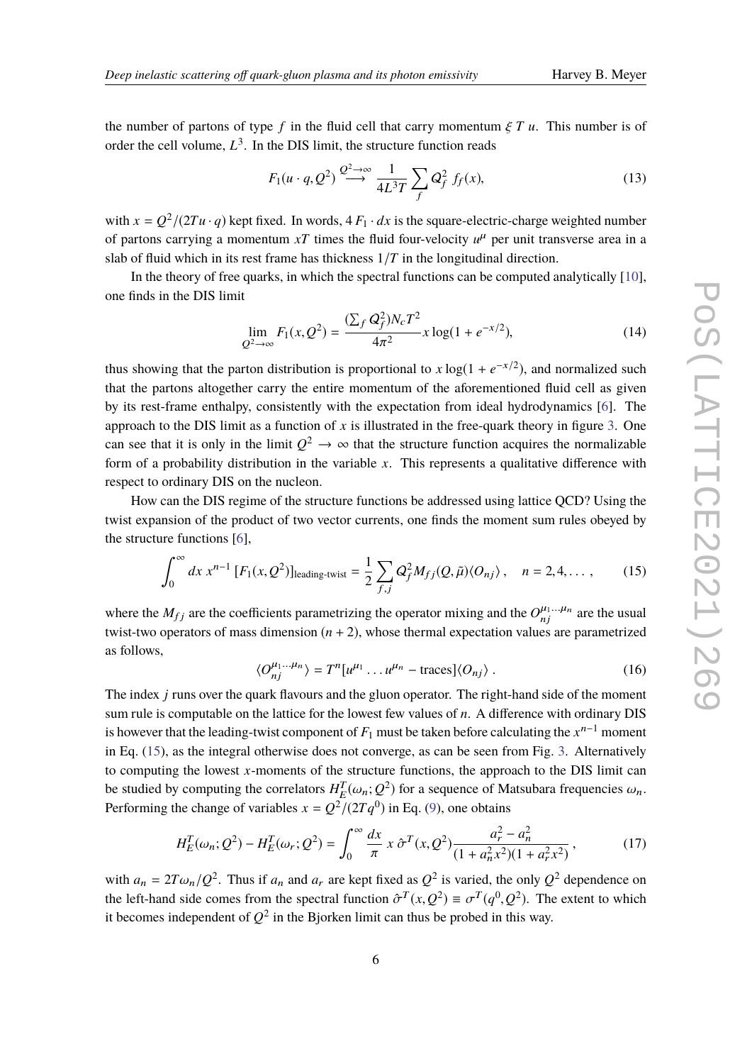the number of partons of type $f$ in the fluid cell that carry momentum $\xi\, T\, u$. This number is of order the cell volume, $L^3$. In the DIS limit, the structure function reads

$$F_1(u\cdot q, Q^2) \stackrel{Q^2\to\infty}{\longrightarrow} \frac{1}{4L^3 T}\sum_f Q_f^2\, f_f(x), \tag{13}$$

with $x = Q^2/(2Tu\cdot q)$ kept fixed. In words, $4\, F_1 \cdot dx$ is the square-electric-charge weighted number of partons carrying a momentum $xT$ times the fluid four-velocity $u^\mu$ per unit transverse area in a slab of fluid which in its rest frame has thickness $1/T$ in the longitudinal direction.

In the theory of free quarks, in which the spectral functions can be computed analytically [10], one finds in the DIS limit

$$\lim_{Q^2\to\infty} F_1(x, Q^2) = \frac{(\sum_f Q_f^2) N_c T^2}{4\pi^2} x \log(1 + e^{-x/2}), \tag{14}$$

thus showing that the parton distribution is proportional to $x \log(1 + e^{-x/2})$, and normalized such that the partons altogether carry the entire momentum of the aforementioned fluid cell as given by its rest-frame enthalpy, consistently with the expectation from ideal hydrodynamics [6]. The approach to the DIS limit as a function of $x$ is illustrated in the free-quark theory in figure 3. One can see that it is only in the limit $Q^2 \to \infty$ that the structure function acquires the normalizable form of a probability distribution in the variable $x$. This represents a qualitative difference with respect to ordinary DIS on the nucleon.

How can the DIS regime of the structure functions be addressed using lattice QCD? Using the twist expansion of the product of two vector currents, one finds the moment sum rules obeyed by the structure functions [6],

$$\int_0^\infty dx\, x^{n-1}\, [F_1(x, Q^2)]_{\text{leading-twist}} = \frac{1}{2}\sum_{f,j} Q_f^2 M_{fj}(Q, \tilde{\mu})\langle O_{nj}\rangle, \quad n = 2, 4, \ldots, \tag{15}$$

where the $M_{fj}$ are the coefficients parametrizing the operator mixing and the $O_{nj}^{\mu_1\ldots\mu_n}$ are the usual twist-two operators of mass dimension $(n+2)$, whose thermal expectation values are parametrized as follows,

$$\langle O_{nj}^{\mu_1\ldots\mu_n}\rangle = T^n[u^{\mu_1}\ldots u^{\mu_n} - \text{traces}]\langle O_{nj}\rangle\,. \tag{16}$$

The index $j$ runs over the quark flavours and the gluon operator. The right-hand side of the moment sum rule is computable on the lattice for the lowest few values of $n$. A difference with ordinary DIS is however that the leading-twist component of $F_1$ must be taken before calculating the $x^{n-1}$ moment in Eq. (15), as the integral otherwise does not converge, as can be seen from Fig. 3. Alternatively to computing the lowest $x$-moments of the structure functions, the approach to the DIS limit can be studied by computing the correlators $H_E^T(\omega_n; Q^2)$ for a sequence of Matsubara frequencies $\omega_n$. Performing the change of variables $x = Q^2/(2Tq^0)$ in Eq. (9), one obtains

$$H_E^T(\omega_n; Q^2) - H_E^T(\omega_r; Q^2) = \int_0^\infty \frac{dx}{\pi}\, x\, \hat{\sigma}^T(x, Q^2)\frac{a_r^2 - a_n^2}{(1 + a_n^2 x^2)(1 + a_r^2 x^2)}\,, \tag{17}$$

with $a_n = 2T\omega_n/Q^2$. Thus if $a_n$ and $a_r$ are kept fixed as $Q^2$ is varied, the only $Q^2$ dependence on the left-hand side comes from the spectral function $\hat{\sigma}^T(x, Q^2) \equiv \sigma^T(q^0, Q^2)$. The extent to which it becomes independent of $Q^2$ in the Bjorken limit can thus be probed in this way.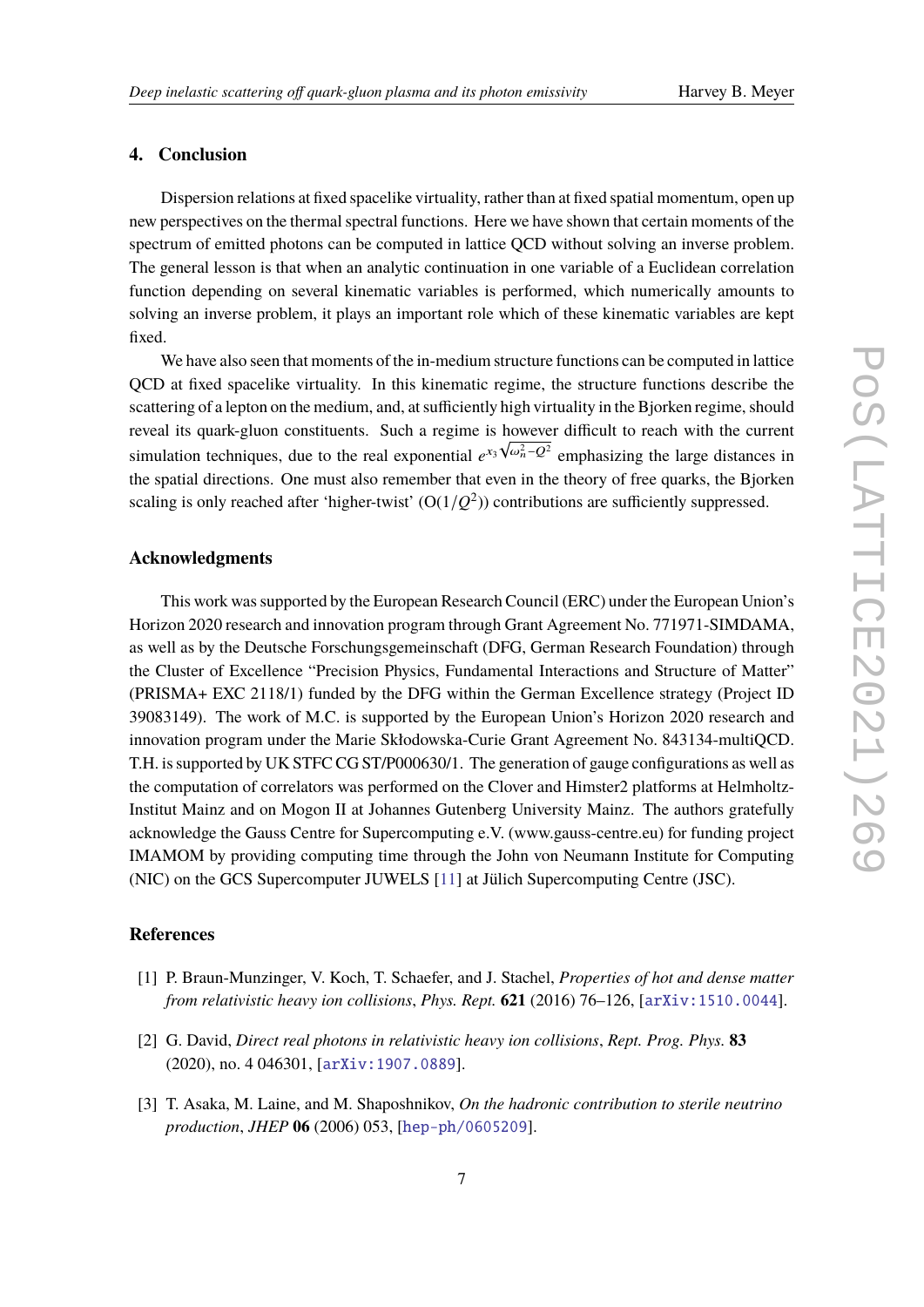## 4. Conclusion

Dispersion relations at fixed spacelike virtuality, rather than at fixed spatial momentum, open up new perspectives on the thermal spectral functions. Here we have shown that certain moments of the spectrum of emitted photons can be computed in lattice QCD without solving an inverse problem. The general lesson is that when an analytic continuation in one variable of a Euclidean correlation function depending on several kinematic variables is performed, which numerically amounts to solving an inverse problem, it plays an important role which of these kinematic variables are kept fixed.

We have also seen that moments of the in-medium structure functions can be computed in lattice QCD at fixed spacelike virtuality. In this kinematic regime, the structure functions describe the scattering of a lepton on the medium, and, at sufficiently high virtuality in the Bjorken regime, should reveal its quark-gluon constituents. Such a regime is however difficult to reach with the current simulation techniques, due to the real exponential $e^{x_3\sqrt{\omega_n^2-Q^2}}$ emphasizing the large distances in the spatial directions. One must also remember that even in the theory of free quarks, the Bjorken scaling is only reached after 'higher-twist' ($\mathrm{O}(1/Q^2)$) contributions are sufficiently suppressed.

### Acknowledgments

This work was supported by the European Research Council (ERC) under the European Union's Horizon 2020 research and innovation program through Grant Agreement No. 771971-SIMDAMA, as well as by the Deutsche Forschungsgemeinschaft (DFG, German Research Foundation) through the Cluster of Excellence "Precision Physics, Fundamental Interactions and Structure of Matter" (PRISMA+ EXC 2118/1) funded by the DFG within the German Excellence strategy (Project ID 39083149). The work of M.C. is supported by the European Union's Horizon 2020 research and innovation program under the Marie Skłodowska-Curie Grant Agreement No. 843134-multiQCD. T.H. is supported by UK STFC CG ST/P000630/1. The generation of gauge configurations as well as the computation of correlators was performed on the Clover and Himster2 platforms at Helmholtz-Institut Mainz and on Mogon II at Johannes Gutenberg University Mainz. The authors gratefully acknowledge the Gauss Centre for Supercomputing e.V. (www.gauss-centre.eu) for funding project IMAMOM by providing computing time through the John von Neumann Institute for Computing (NIC) on the GCS Supercomputer JUWELS [11] at Jülich Supercomputing Centre (JSC).

### References

[1] P. Braun-Munzinger, V. Koch, T. Schaefer, and J. Stachel, *Properties of hot and dense matter from relativistic heavy ion collisions*, *Phys. Rept.* **621** (2016) 76–126, [arXiv:1510.0044].

[2] G. David, *Direct real photons in relativistic heavy ion collisions*, *Rept. Prog. Phys.* **83** (2020), no. 4 046301, [arXiv:1907.0889].

[3] T. Asaka, M. Laine, and M. Shaposhnikov, *On the hadronic contribution to sterile neutrino production*, *JHEP* **06** (2006) 053, [hep-ph/0605209].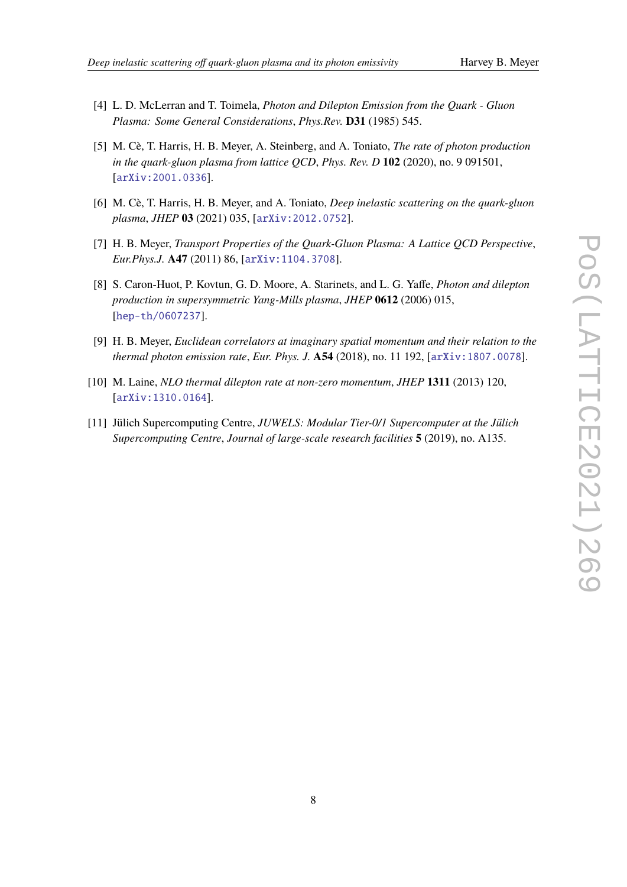[4] L. D. McLerran and T. Toimela, *Photon and Dilepton Emission from the Quark - Gluon Plasma: Some General Considerations*, *Phys.Rev.* **D31** (1985) 545.

[5] M. Cè, T. Harris, H. B. Meyer, A. Steinberg, and A. Toniato, *The rate of photon production in the quark-gluon plasma from lattice QCD*, *Phys. Rev. D* **102** (2020), no. 9 091501, [arXiv:2001.0336].

[6] M. Cè, T. Harris, H. B. Meyer, and A. Toniato, *Deep inelastic scattering on the quark-gluon plasma*, *JHEP* **03** (2021) 035, [arXiv:2012.0752].

[7] H. B. Meyer, *Transport Properties of the Quark-Gluon Plasma: A Lattice QCD Perspective*, *Eur.Phys.J.* **A47** (2011) 86, [arXiv:1104.3708].

[8] S. Caron-Huot, P. Kovtun, G. D. Moore, A. Starinets, and L. G. Yaffe, *Photon and dilepton production in supersymmetric Yang-Mills plasma*, *JHEP* **0612** (2006) 015, [hep-th/0607237].

[9] H. B. Meyer, *Euclidean correlators at imaginary spatial momentum and their relation to the thermal photon emission rate*, *Eur. Phys. J.* **A54** (2018), no. 11 192, [arXiv:1807.0078].

[10] M. Laine, *NLO thermal dilepton rate at non-zero momentum*, *JHEP* **1311** (2013) 120, [arXiv:1310.0164].

[11] Jülich Supercomputing Centre, *JUWELS: Modular Tier-0/1 Supercomputer at the Jülich Supercomputing Centre*, *Journal of large-scale research facilities* **5** (2019), no. A135.